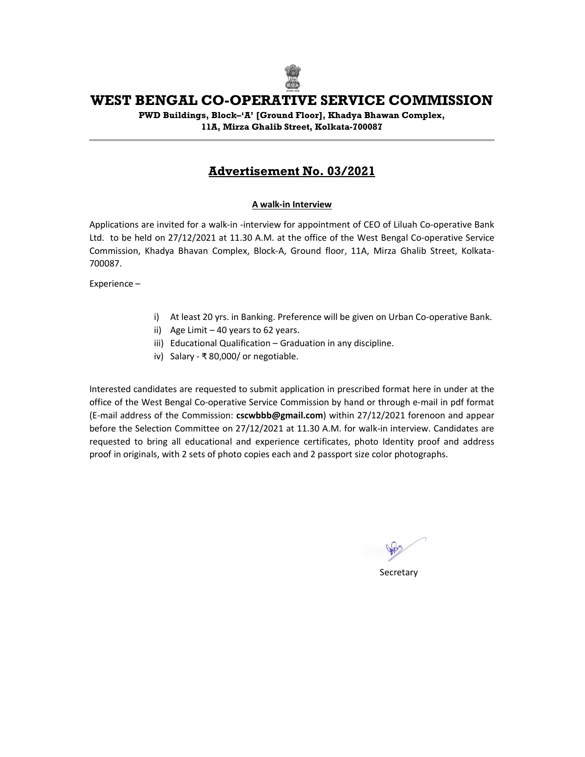# WEST BENGAL CO-OPERATIVE SERVICE COMMISSION

**PWD Buildings, Block–'A' [Ground Floor], Khadya Bhawan Complex, 11A, Mirza Ghalib Street, Kolkata-700087**

---

## Advertisement No. 03/2021

### A walk-in Interview

Applications are invited for a walk-in -interview for appointment of CEO of Liluah Co-operative Bank Ltd. to be held on 27/12/2021 at 11.30 A.M. at the office of the West Bengal Co-operative Service Commission, Khadya Bhavan Complex, Block-A, Ground floor, 11A, Mirza Ghalib Street, Kolkata-700087.

Experience –

i) At least 20 yrs. in Banking. Preference will be given on Urban Co-operative Bank.
ii) Age Limit – 40 years to 62 years.
iii) Educational Qualification – Graduation in any discipline.
iv) Salary - ₹ 80,000/ or negotiable.

Interested candidates are requested to submit application in prescribed format here in under at the office of the West Bengal Co-operative Service Commission by hand or through e-mail in pdf format (E-mail address of the Commission: **cscwbbb@gmail.com**) within 27/12/2021 forenoon and appear before the Selection Committee on 27/12/2021 at 11.30 A.M. for walk-in interview. Candidates are requested to bring all educational and experience certificates, photo Identity proof and address proof in originals, with 2 sets of photo copies each and 2 passport size color photographs.

Secretary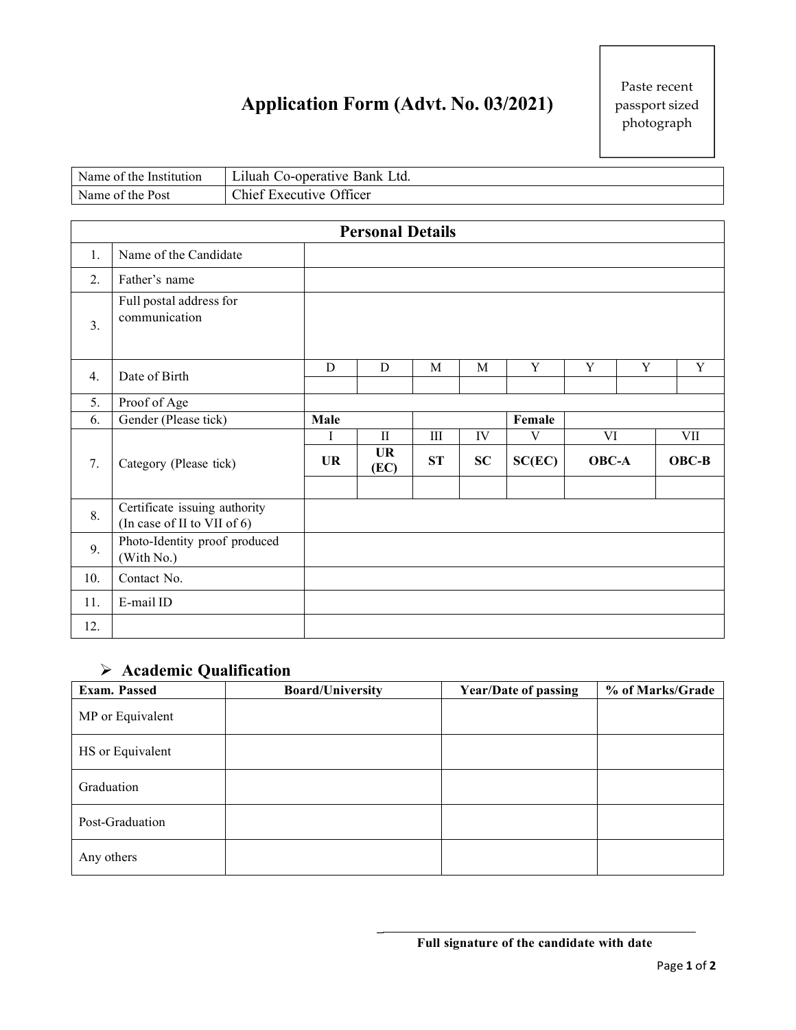Paste recent passport sized photograph

# Application Form (Advt. No. 03/2021)

| Name of the Institution | Liluah Co-operative Bank Ltd. |
|---|---|
| Name of the Post | Chief Executive Officer |

## Personal Details

| | | | | | | | | | |
|---|---|---|---|---|---|---|---|---|---|
| 1. | Name of the Candidate | | | | | | | | |
| 2. | Father's name | | | | | | | | |
| 3. | Full postal address for communication | | | | | | | | |
| 4. | Date of Birth | D | D | M | M | Y | Y | Y | Y |
| | | | | | | | | | |
| 5. | Proof of Age | | | | | | | | |
| 6. | Gender (Please tick) | **Male** | | | | **Female** | | | |
| 7. | Category (Please tick) | I | II | III | IV | V | VI | | VII |
| | | **UR** | **UR (EC)** | **ST** | **SC** | **SC(EC)** | **OBC-A** | | **OBC-B** |
| | | | | | | | | | |
| 8. | Certificate issuing authority (In case of II to VII of 6) | | | | | | | | |
| 9. | Photo-Identity proof produced (With No.) | | | | | | | | |
| 10. | Contact No. | | | | | | | | |
| 11. | E-mail ID | | | | | | | | |
| 12. | | | | | | | | | |

## ➢ Academic Qualification

| Exam. Passed | Board/University | Year/Date of passing | % of Marks/Grade |
|---|---|---|---|
| MP or Equivalent | | | |
| HS or Equivalent | | | |
| Graduation | | | |
| Post-Graduation | | | |
| Any others | | | |

**Full signature of the candidate with date**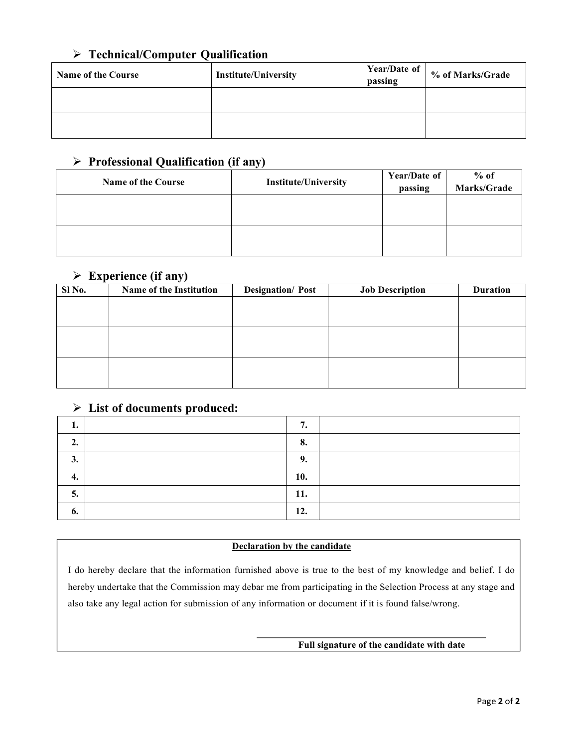## ➢ Technical/Computer Qualification

| Name of the Course | Institute/University | Year/Date of passing | % of Marks/Grade |
|---|---|---|---|
| | | | |
| | | | |

## ➢ Professional Qualification (if any)

| Name of the Course | Institute/University | Year/Date of passing | % of Marks/Grade |
|---|---|---|---|
| | | | |
| | | | |

## ➢ Experience (if any)

| Sl No. | Name of the Institution | Designation/ Post | Job Description | Duration |
|---|---|---|---|---|
| | | | | |
| | | | | |
| | | | | |

## ➢ List of documents produced:

| | | | |
|---|---|---|---|
| **1.** | | **7.** | |
| **2.** | | **8.** | |
| **3.** | | **9.** | |
| **4.** | | **10.** | |
| **5.** | | **11.** | |
| **6.** | | **12.** | |

**Declaration by the candidate**

I do hereby declare that the information furnished above is true to the best of my knowledge and belief. I do hereby undertake that the Commission may debar me from participating in the Selection Process at any stage and also take any legal action for submission of any information or document if it is found false/wrong.

\_\_\_\_\_\_\_\_\_\_\_\_\_\_\_\_\_\_\_\_\_\_\_\_\_\_\_\_\_\_\_\_\_\_\_\_\_\_\_\_

**Full signature of the candidate with date**